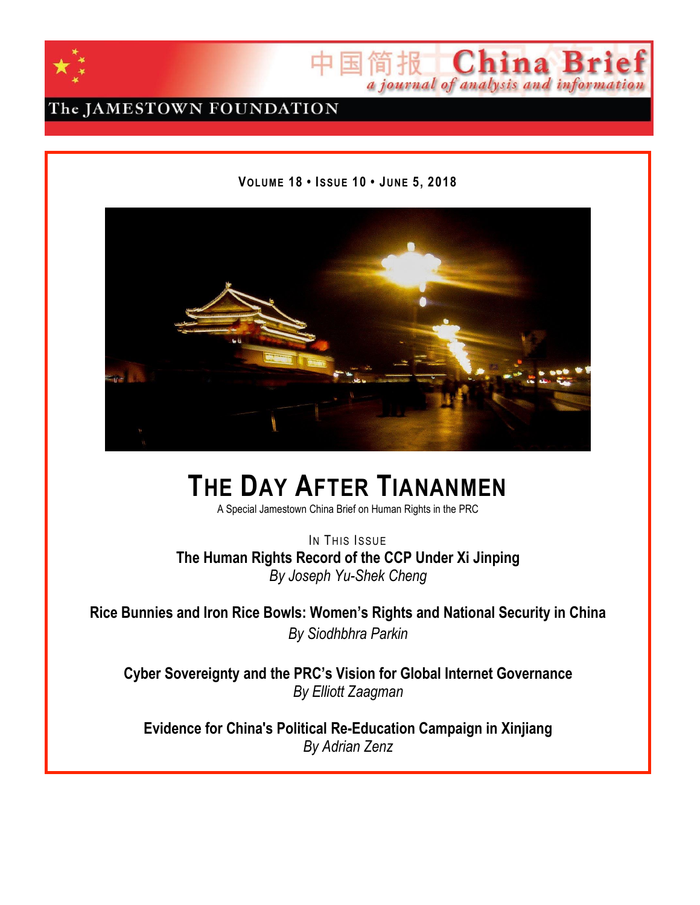中国简报 China Brief

*a journal of analysis and information*

The JAMESTOWN FOUNDATION

**VOLUME 18 • ISSUE 10 • JUNE 5, 2018**

# THE DAY AFTER TIANANMEN

A Special Jamestown China Brief on Human Rights in the PRC

IN THIS ISSUE

**The Human Rights Record of the CCP Under Xi Jinping**
*By Joseph Yu-Shek Cheng*

**Rice Bunnies and Iron Rice Bowls: Women's Rights and National Security in China**
*By Siodhbhra Parkin*

**Cyber Sovereignty and the PRC's Vision for Global Internet Governance**
*By Elliott Zaagman*

**Evidence for China's Political Re-Education Campaign in Xinjiang**
*By Adrian Zenz*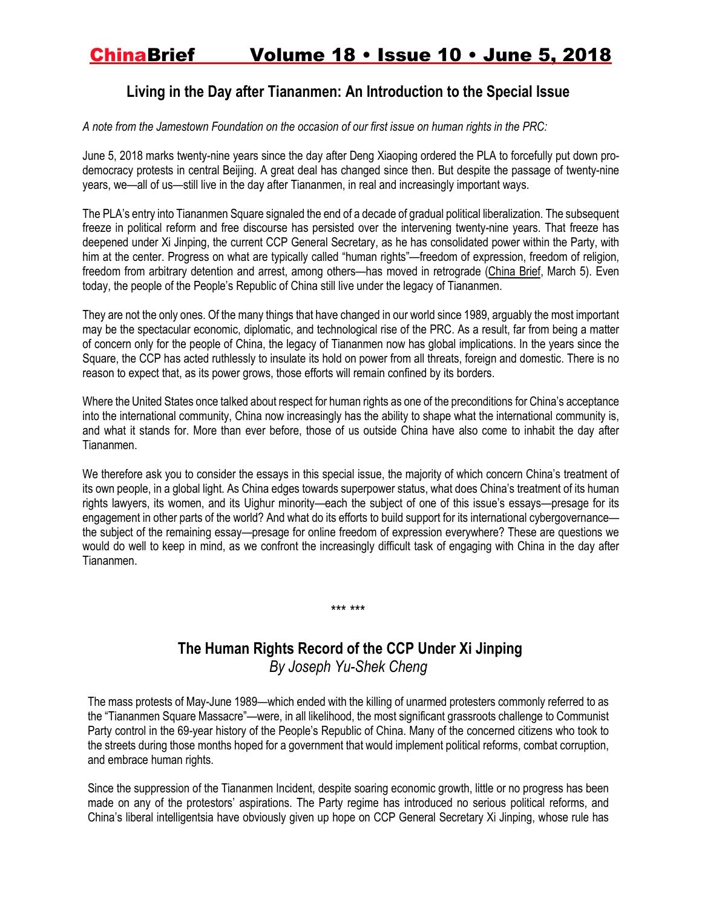## Living in the Day after Tiananmen: An Introduction to the Special Issue

*A note from the Jamestown Foundation on the occasion of our first issue on human rights in the PRC:*

June 5, 2018 marks twenty-nine years since the day after Deng Xiaoping ordered the PLA to forcefully put down pro-democracy protests in central Beijing. A great deal has changed since then. But despite the passage of twenty-nine years, we—all of us—still live in the day after Tiananmen, in real and increasingly important ways.

The PLA's entry into Tiananmen Square signaled the end of a decade of gradual political liberalization. The subsequent freeze in political reform and free discourse has persisted over the intervening twenty-nine years. That freeze has deepened under Xi Jinping, the current CCP General Secretary, as he has consolidated power within the Party, with him at the center. Progress on what are typically called "human rights"—freedom of expression, freedom of religion, freedom from arbitrary detention and arrest, among others—has moved in retrograde (China Brief, March 5). Even today, the people of the People's Republic of China still live under the legacy of Tiananmen.

They are not the only ones. Of the many things that have changed in our world since 1989, arguably the most important may be the spectacular economic, diplomatic, and technological rise of the PRC. As a result, far from being a matter of concern only for the people of China, the legacy of Tiananmen now has global implications. In the years since the Square, the CCP has acted ruthlessly to insulate its hold on power from all threats, foreign and domestic. There is no reason to expect that, as its power grows, those efforts will remain confined by its borders.

Where the United States once talked about respect for human rights as one of the preconditions for China's acceptance into the international community, China now increasingly has the ability to shape what the international community is, and what it stands for. More than ever before, those of us outside China have also come to inhabit the day after Tiananmen.

We therefore ask you to consider the essays in this special issue, the majority of which concern China's treatment of its own people, in a global light. As China edges towards superpower status, what does China's treatment of its human rights lawyers, its women, and its Uighur minority—each the subject of one of this issue's essays—presage for its engagement in other parts of the world? And what do its efforts to build support for its international cybergovernance—the subject of the remaining essay—presage for online freedom of expression everywhere? These are questions we would do well to keep in mind, as we confront the increasingly difficult task of engaging with China in the day after Tiananmen.

\*\*\* \*\*\*

## The Human Rights Record of the CCP Under Xi Jinping

*By Joseph Yu-Shek Cheng*

The mass protests of May-June 1989—which ended with the killing of unarmed protesters commonly referred to as the "Tiananmen Square Massacre"—were, in all likelihood, the most significant grassroots challenge to Communist Party control in the 69-year history of the People's Republic of China. Many of the concerned citizens who took to the streets during those months hoped for a government that would implement political reforms, combat corruption, and embrace human rights.

Since the suppression of the Tiananmen Incident, despite soaring economic growth, little or no progress has been made on any of the protestors' aspirations. The Party regime has introduced no serious political reforms, and China's liberal intelligentsia have obviously given up hope on CCP General Secretary Xi Jinping, whose rule has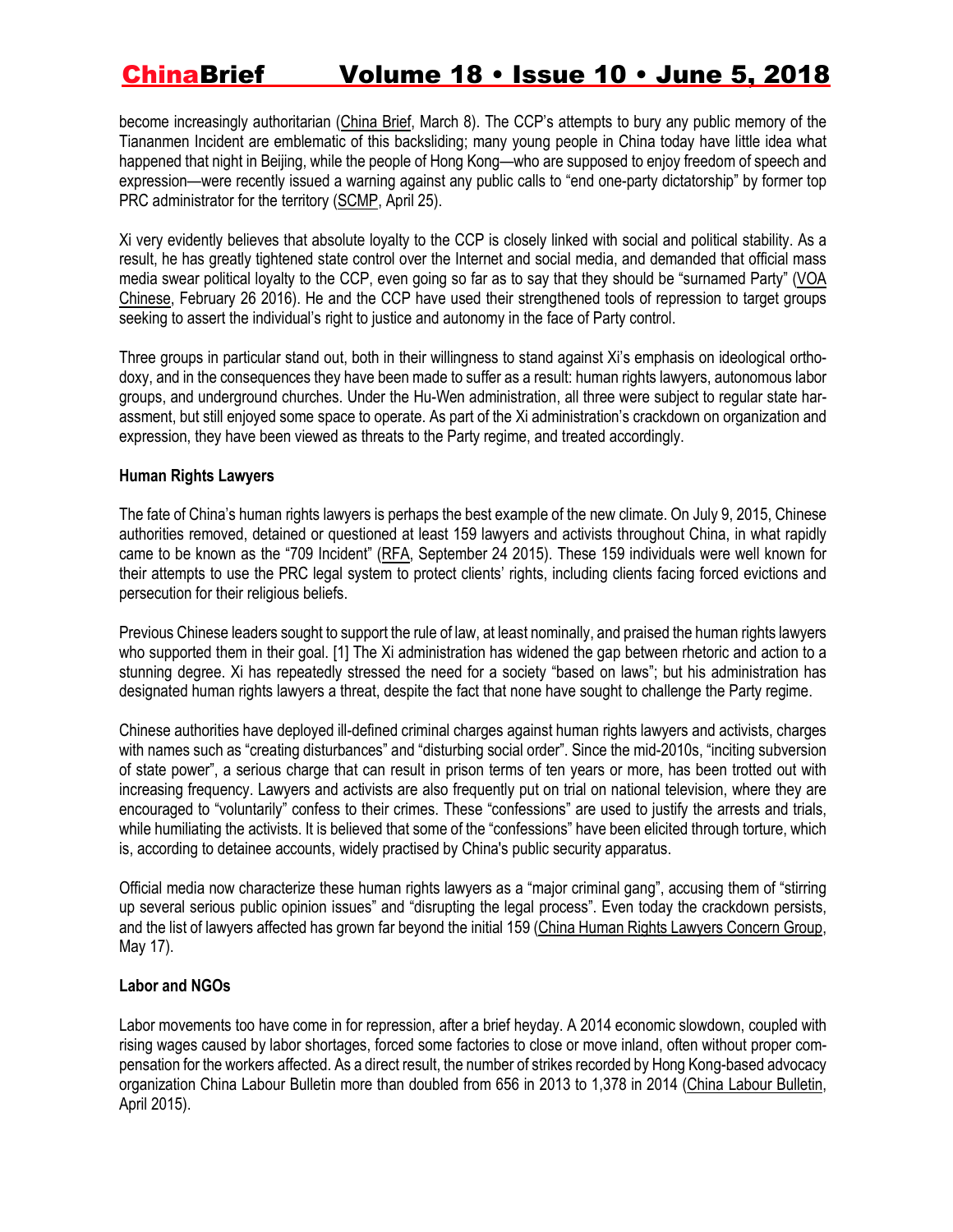become increasingly authoritarian (China Brief, March 8). The CCP's attempts to bury any public memory of the Tiananmen Incident are emblematic of this backsliding; many young people in China today have little idea what happened that night in Beijing, while the people of Hong Kong—who are supposed to enjoy freedom of speech and expression—were recently issued a warning against any public calls to "end one-party dictatorship" by former top PRC administrator for the territory (SCMP, April 25).

Xi very evidently believes that absolute loyalty to the CCP is closely linked with social and political stability. As a result, he has greatly tightened state control over the Internet and social media, and demanded that official mass media swear political loyalty to the CCP, even going so far as to say that they should be "surnamed Party" (VOA Chinese, February 26 2016). He and the CCP have used their strengthened tools of repression to target groups seeking to assert the individual's right to justice and autonomy in the face of Party control.

Three groups in particular stand out, both in their willingness to stand against Xi's emphasis on ideological orthodoxy, and in the consequences they have been made to suffer as a result: human rights lawyers, autonomous labor groups, and underground churches. Under the Hu-Wen administration, all three were subject to regular state harassment, but still enjoyed some space to operate. As part of the Xi administration's crackdown on organization and expression, they have been viewed as threats to the Party regime, and treated accordingly.

**Human Rights Lawyers**

The fate of China's human rights lawyers is perhaps the best example of the new climate. On July 9, 2015, Chinese authorities removed, detained or questioned at least 159 lawyers and activists throughout China, in what rapidly came to be known as the "709 Incident" (RFA, September 24 2015). These 159 individuals were well known for their attempts to use the PRC legal system to protect clients' rights, including clients facing forced evictions and persecution for their religious beliefs.

Previous Chinese leaders sought to support the rule of law, at least nominally, and praised the human rights lawyers who supported them in their goal. [1] The Xi administration has widened the gap between rhetoric and action to a stunning degree. Xi has repeatedly stressed the need for a society "based on laws"; but his administration has designated human rights lawyers a threat, despite the fact that none have sought to challenge the Party regime.

Chinese authorities have deployed ill-defined criminal charges against human rights lawyers and activists, charges with names such as "creating disturbances" and "disturbing social order". Since the mid-2010s, "inciting subversion of state power", a serious charge that can result in prison terms of ten years or more, has been trotted out with increasing frequency. Lawyers and activists are also frequently put on trial on national television, where they are encouraged to "voluntarily" confess to their crimes. These "confessions" are used to justify the arrests and trials, while humiliating the activists. It is believed that some of the "confessions" have been elicited through torture, which is, according to detainee accounts, widely practised by China's public security apparatus.

Official media now characterize these human rights lawyers as a "major criminal gang", accusing them of "stirring up several serious public opinion issues" and "disrupting the legal process". Even today the crackdown persists, and the list of lawyers affected has grown far beyond the initial 159 (China Human Rights Lawyers Concern Group, May 17).

**Labor and NGOs**

Labor movements too have come in for repression, after a brief heyday. A 2014 economic slowdown, coupled with rising wages caused by labor shortages, forced some factories to close or move inland, often without proper compensation for the workers affected. As a direct result, the number of strikes recorded by Hong Kong-based advocacy organization China Labour Bulletin more than doubled from 656 in 2013 to 1,378 in 2014 (China Labour Bulletin, April 2015).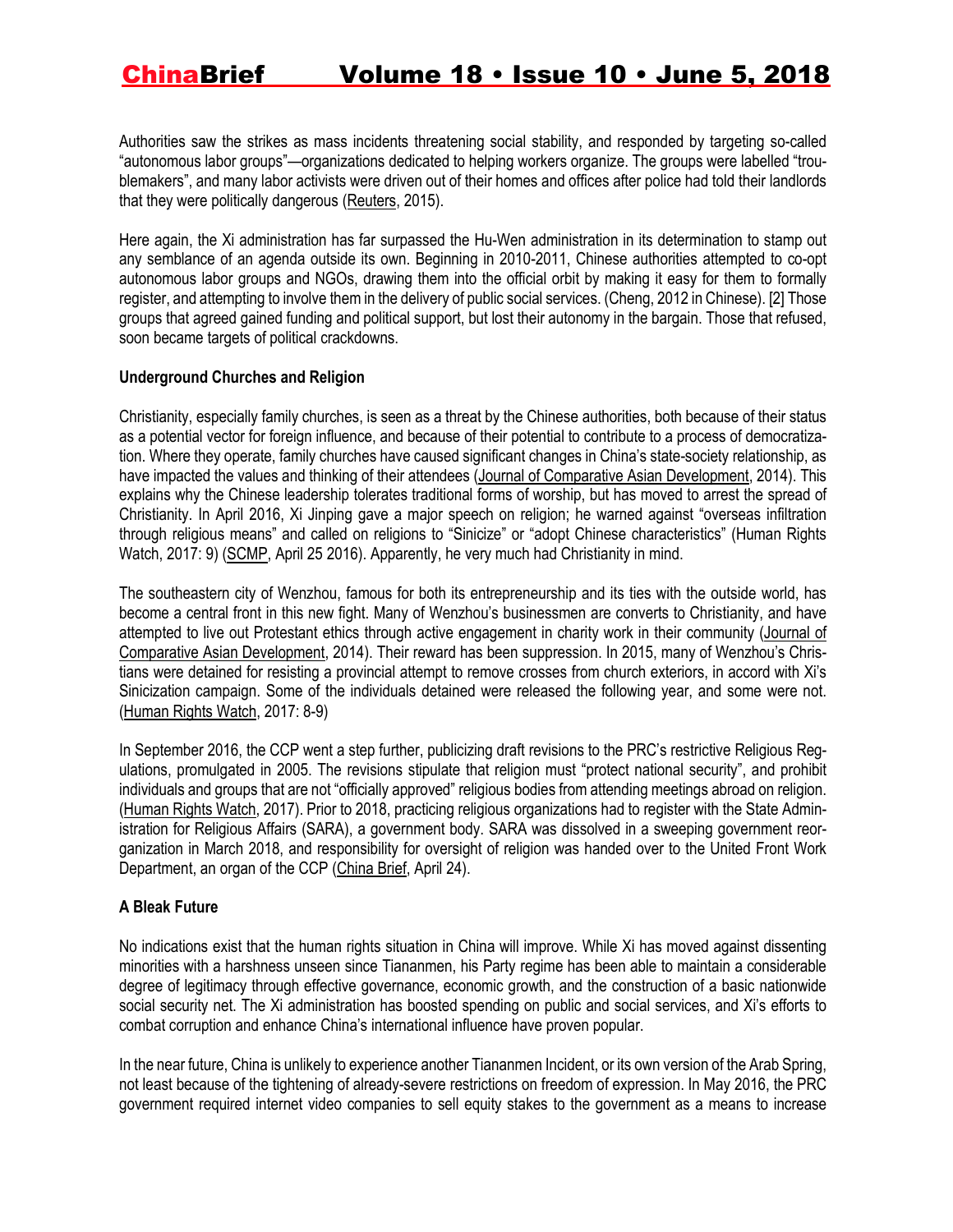Authorities saw the strikes as mass incidents threatening social stability, and responded by targeting so-called "autonomous labor groups"—organizations dedicated to helping workers organize. The groups were labelled "troublemakers", and many labor activists were driven out of their homes and offices after police had told their landlords that they were politically dangerous (Reuters, 2015).

Here again, the Xi administration has far surpassed the Hu-Wen administration in its determination to stamp out any semblance of an agenda outside its own. Beginning in 2010-2011, Chinese authorities attempted to co-opt autonomous labor groups and NGOs, drawing them into the official orbit by making it easy for them to formally register, and attempting to involve them in the delivery of public social services. (Cheng, 2012 in Chinese). [2] Those groups that agreed gained funding and political support, but lost their autonomy in the bargain. Those that refused, soon became targets of political crackdowns.

**Underground Churches and Religion**

Christianity, especially family churches, is seen as a threat by the Chinese authorities, both because of their status as a potential vector for foreign influence, and because of their potential to contribute to a process of democratization. Where they operate, family churches have caused significant changes in China's state-society relationship, as have impacted the values and thinking of their attendees (Journal of Comparative Asian Development, 2014). This explains why the Chinese leadership tolerates traditional forms of worship, but has moved to arrest the spread of Christianity. In April 2016, Xi Jinping gave a major speech on religion; he warned against "overseas infiltration through religious means" and called on religions to "Sinicize" or "adopt Chinese characteristics" (Human Rights Watch, 2017: 9) (SCMP, April 25 2016). Apparently, he very much had Christianity in mind.

The southeastern city of Wenzhou, famous for both its entrepreneurship and its ties with the outside world, has become a central front in this new fight. Many of Wenzhou's businessmen are converts to Christianity, and have attempted to live out Protestant ethics through active engagement in charity work in their community (Journal of Comparative Asian Development, 2014). Their reward has been suppression. In 2015, many of Wenzhou's Christians were detained for resisting a provincial attempt to remove crosses from church exteriors, in accord with Xi's Sinicization campaign. Some of the individuals detained were released the following year, and some were not. (Human Rights Watch, 2017: 8-9)

In September 2016, the CCP went a step further, publicizing draft revisions to the PRC's restrictive Religious Regulations, promulgated in 2005. The revisions stipulate that religion must "protect national security", and prohibit individuals and groups that are not "officially approved" religious bodies from attending meetings abroad on religion. (Human Rights Watch, 2017). Prior to 2018, practicing religious organizations had to register with the State Administration for Religious Affairs (SARA), a government body. SARA was dissolved in a sweeping government reorganization in March 2018, and responsibility for oversight of religion was handed over to the United Front Work Department, an organ of the CCP (China Brief, April 24).

**A Bleak Future**

No indications exist that the human rights situation in China will improve. While Xi has moved against dissenting minorities with a harshness unseen since Tiananmen, his Party regime has been able to maintain a considerable degree of legitimacy through effective governance, economic growth, and the construction of a basic nationwide social security net. The Xi administration has boosted spending on public and social services, and Xi's efforts to combat corruption and enhance China's international influence have proven popular.

In the near future, China is unlikely to experience another Tiananmen Incident, or its own version of the Arab Spring, not least because of the tightening of already-severe restrictions on freedom of expression. In May 2016, the PRC government required internet video companies to sell equity stakes to the government as a means to increase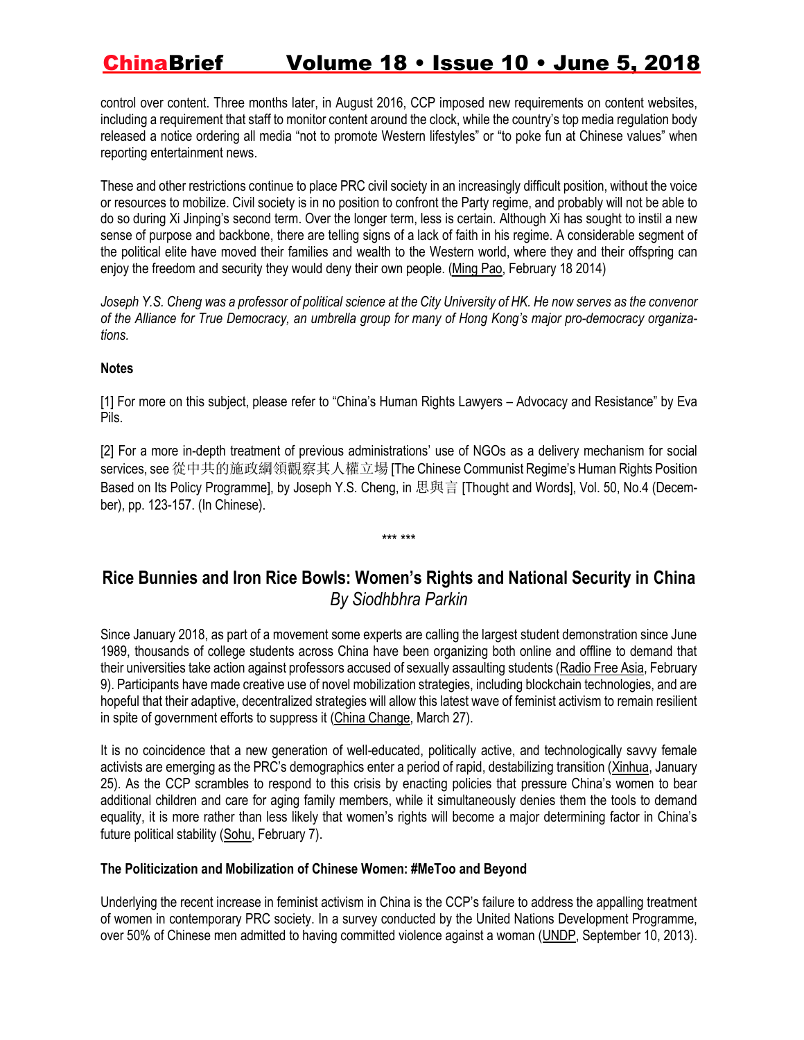control over content. Three months later, in August 2016, CCP imposed new requirements on content websites, including a requirement that staff to monitor content around the clock, while the country's top media regulation body released a notice ordering all media "not to promote Western lifestyles" or "to poke fun at Chinese values" when reporting entertainment news.

These and other restrictions continue to place PRC civil society in an increasingly difficult position, without the voice or resources to mobilize. Civil society is in no position to confront the Party regime, and probably will not be able to do so during Xi Jinping's second term. Over the longer term, less is certain. Although Xi has sought to instil a new sense of purpose and backbone, there are telling signs of a lack of faith in his regime. A considerable segment of the political elite have moved their families and wealth to the Western world, where they and their offspring can enjoy the freedom and security they would deny their own people. (Ming Pao, February 18 2014)

*Joseph Y.S. Cheng was a professor of political science at the City University of HK. He now serves as the convenor of the Alliance for True Democracy, an umbrella group for many of Hong Kong's major pro-democracy organizations.*

**Notes**

[1] For more on this subject, please refer to "China's Human Rights Lawyers – Advocacy and Resistance" by Eva Pils.

[2] For a more in-depth treatment of previous administrations' use of NGOs as a delivery mechanism for social services, see 從中共的施政綱領觀察其人權立場 [The Chinese Communist Regime's Human Rights Position Based on Its Policy Programme], by Joseph Y.S. Cheng, in 思與言 [Thought and Words], Vol. 50, No.4 (December), pp. 123-157. (In Chinese).

*** ***

## Rice Bunnies and Iron Rice Bowls: Women's Rights and National Security in China

*By Siodhbhra Parkin*

Since January 2018, as part of a movement some experts are calling the largest student demonstration since June 1989, thousands of college students across China have been organizing both online and offline to demand that their universities take action against professors accused of sexually assaulting students (Radio Free Asia, February 9). Participants have made creative use of novel mobilization strategies, including blockchain technologies, and are hopeful that their adaptive, decentralized strategies will allow this latest wave of feminist activism to remain resilient in spite of government efforts to suppress it (China Change, March 27).

It is no coincidence that a new generation of well-educated, politically active, and technologically savvy female activists are emerging as the PRC's demographics enter a period of rapid, destabilizing transition (Xinhua, January 25). As the CCP scrambles to respond to this crisis by enacting policies that pressure China's women to bear additional children and care for aging family members, while it simultaneously denies them the tools to demand equality, it is more rather than less likely that women's rights will become a major determining factor in China's future political stability (Sohu, February 7).

### The Politicization and Mobilization of Chinese Women: #MeToo and Beyond

Underlying the recent increase in feminist activism in China is the CCP's failure to address the appalling treatment of women in contemporary PRC society. In a survey conducted by the United Nations Development Programme, over 50% of Chinese men admitted to having committed violence against a woman (UNDP, September 10, 2013).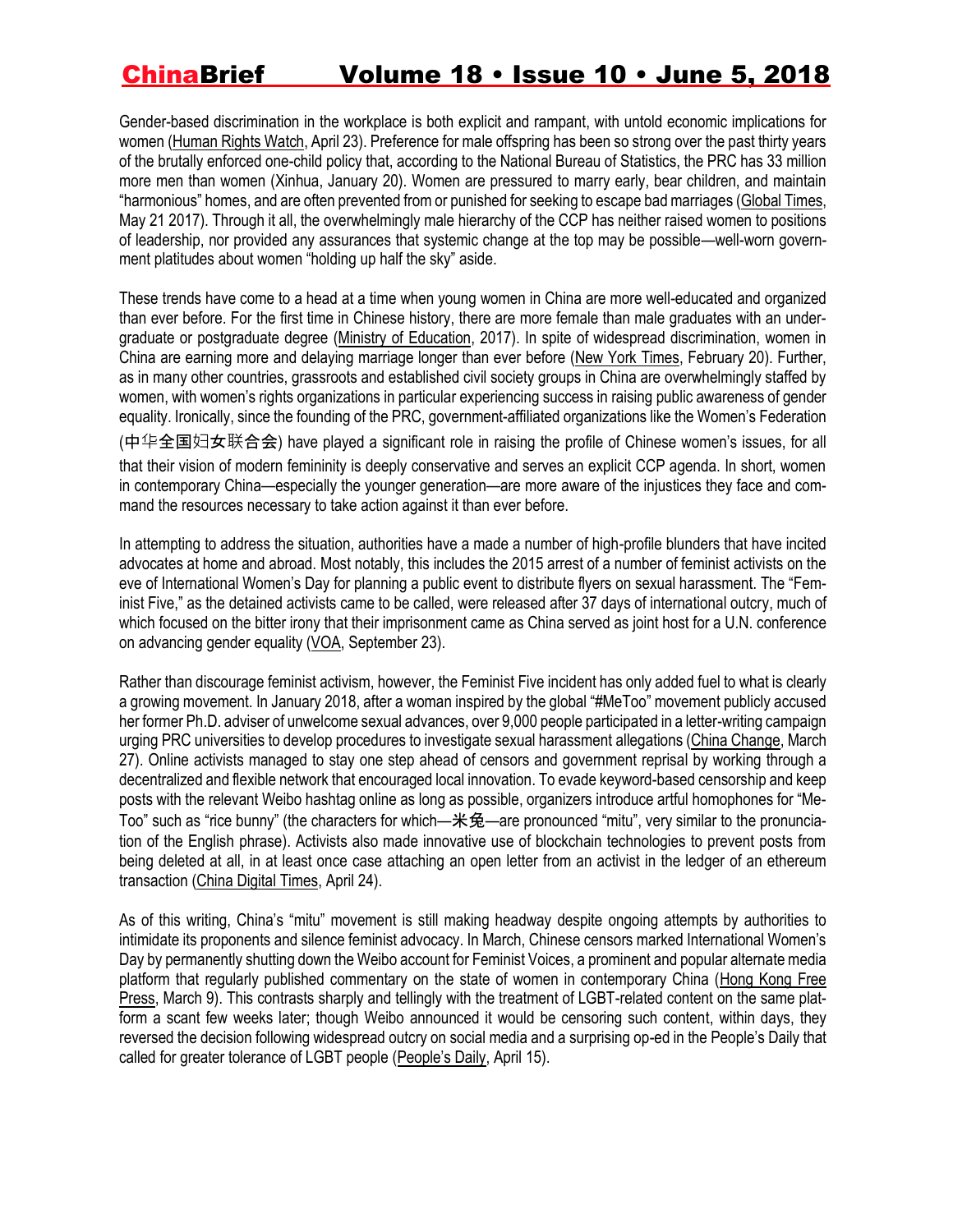Gender-based discrimination in the workplace is both explicit and rampant, with untold economic implications for women (Human Rights Watch, April 23). Preference for male offspring has been so strong over the past thirty years of the brutally enforced one-child policy that, according to the National Bureau of Statistics, the PRC has 33 million more men than women (Xinhua, January 20). Women are pressured to marry early, bear children, and maintain "harmonious" homes, and are often prevented from or punished for seeking to escape bad marriages (Global Times, May 21 2017). Through it all, the overwhelmingly male hierarchy of the CCP has neither raised women to positions of leadership, nor provided any assurances that systemic change at the top may be possible—well-worn government platitudes about women "holding up half the sky" aside.

These trends have come to a head at a time when young women in China are more well-educated and organized than ever before. For the first time in Chinese history, there are more female than male graduates with an undergraduate or postgraduate degree (Ministry of Education, 2017). In spite of widespread discrimination, women in China are earning more and delaying marriage longer than ever before (New York Times, February 20). Further, as in many other countries, grassroots and established civil society groups in China are overwhelmingly staffed by women, with women's rights organizations in particular experiencing success in raising public awareness of gender equality. Ironically, since the founding of the PRC, government-affiliated organizations like the Women's Federation (中华全国妇女联合会) have played a significant role in raising the profile of Chinese women's issues, for all that their vision of modern femininity is deeply conservative and serves an explicit CCP agenda. In short, women in contemporary China—especially the younger generation—are more aware of the injustices they face and command the resources necessary to take action against it than ever before.

In attempting to address the situation, authorities have a made a number of high-profile blunders that have incited advocates at home and abroad. Most notably, this includes the 2015 arrest of a number of feminist activists on the eve of International Women's Day for planning a public event to distribute flyers on sexual harassment. The "Feminist Five," as the detained activists came to be called, were released after 37 days of international outcry, much of which focused on the bitter irony that their imprisonment came as China served as joint host for a U.N. conference on advancing gender equality (VOA, September 23).

Rather than discourage feminist activism, however, the Feminist Five incident has only added fuel to what is clearly a growing movement. In January 2018, after a woman inspired by the global "#MeToo" movement publicly accused her former Ph.D. adviser of unwelcome sexual advances, over 9,000 people participated in a letter-writing campaign urging PRC universities to develop procedures to investigate sexual harassment allegations (China Change, March 27). Online activists managed to stay one step ahead of censors and government reprisal by working through a decentralized and flexible network that encouraged local innovation. To evade keyword-based censorship and keep posts with the relevant Weibo hashtag online as long as possible, organizers introduce artful homophones for "MeToo" such as "rice bunny" (the characters for which—米兔—are pronounced "mitu", very similar to the pronunciation of the English phrase). Activists also made innovative use of blockchain technologies to prevent posts from being deleted at all, in at least once case attaching an open letter from an activist in the ledger of an ethereum transaction (China Digital Times, April 24).

As of this writing, China's "mitu" movement is still making headway despite ongoing attempts by authorities to intimidate its proponents and silence feminist advocacy. In March, Chinese censors marked International Women's Day by permanently shutting down the Weibo account for Feminist Voices, a prominent and popular alternate media platform that regularly published commentary on the state of women in contemporary China (Hong Kong Free Press, March 9). This contrasts sharply and tellingly with the treatment of LGBT-related content on the same platform a scant few weeks later; though Weibo announced it would be censoring such content, within days, they reversed the decision following widespread outcry on social media and a surprising op-ed in the People's Daily that called for greater tolerance of LGBT people (People's Daily, April 15).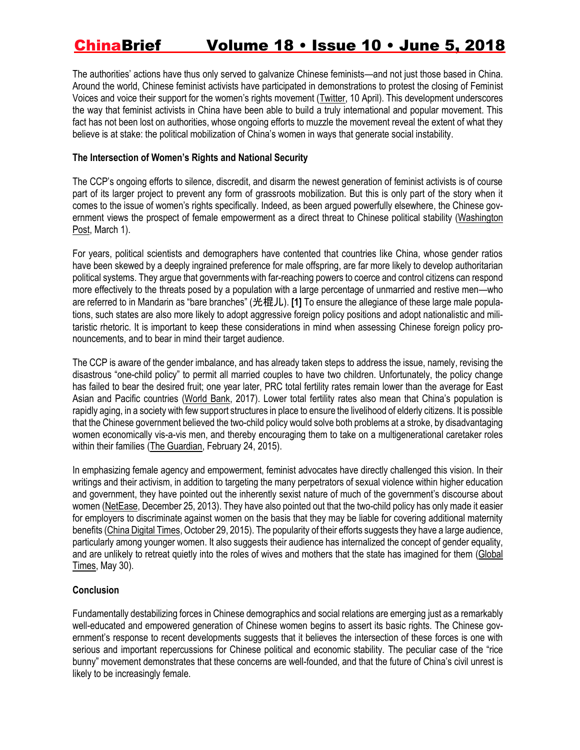The authorities' actions have thus only served to galvanize Chinese feminists—and not just those based in China. Around the world, Chinese feminist activists have participated in demonstrations to protest the closing of Feminist Voices and voice their support for the women's rights movement (Twitter, 10 April). This development underscores the way that feminist activists in China have been able to build a truly international and popular movement. This fact has not been lost on authorities, whose ongoing efforts to muzzle the movement reveal the extent of what they believe is at stake: the political mobilization of China's women in ways that generate social instability.

**The Intersection of Women's Rights and National Security**

The CCP's ongoing efforts to silence, discredit, and disarm the newest generation of feminist activists is of course part of its larger project to prevent any form of grassroots mobilization. But this is only part of the story when it comes to the issue of women's rights specifically. Indeed, as been argued powerfully elsewhere, the Chinese government views the prospect of female empowerment as a direct threat to Chinese political stability (Washington Post, March 1).

For years, political scientists and demographers have contented that countries like China, whose gender ratios have been skewed by a deeply ingrained preference for male offspring, are far more likely to develop authoritarian political systems. They argue that governments with far-reaching powers to coerce and control citizens can respond more effectively to the threats posed by a population with a large percentage of unmarried and restive men—who are referred to in Mandarin as "bare branches" (光棍儿). **[1]** To ensure the allegiance of these large male populations, such states are also more likely to adopt aggressive foreign policy positions and adopt nationalistic and militaristic rhetoric. It is important to keep these considerations in mind when assessing Chinese foreign policy pronouncements, and to bear in mind their target audience.

The CCP is aware of the gender imbalance, and has already taken steps to address the issue, namely, revising the disastrous "one-child policy" to permit all married couples to have two children. Unfortunately, the policy change has failed to bear the desired fruit; one year later, PRC total fertility rates remain lower than the average for East Asian and Pacific countries (World Bank, 2017). Lower total fertility rates also mean that China's population is rapidly aging, in a society with few support structures in place to ensure the livelihood of elderly citizens. It is possible that the Chinese government believed the two-child policy would solve both problems at a stroke, by disadvantaging women economically vis-a-vis men, and thereby encouraging them to take on a multigenerational caretaker roles within their families (The Guardian, February 24, 2015).

In emphasizing female agency and empowerment, feminist advocates have directly challenged this vision. In their writings and their activism, in addition to targeting the many perpetrators of sexual violence within higher education and government, they have pointed out the inherently sexist nature of much of the government's discourse about women (NetEase, December 25, 2013). They have also pointed out that the two-child policy has only made it easier for employers to discriminate against women on the basis that they may be liable for covering additional maternity benefits (China Digital Times, October 29, 2015). The popularity of their efforts suggests they have a large audience, particularly among younger women. It also suggests their audience has internalized the concept of gender equality, and are unlikely to retreat quietly into the roles of wives and mothers that the state has imagined for them (Global Times, May 30).

**Conclusion**

Fundamentally destabilizing forces in Chinese demographics and social relations are emerging just as a remarkably well-educated and empowered generation of Chinese women begins to assert its basic rights. The Chinese government's response to recent developments suggests that it believes the intersection of these forces is one with serious and important repercussions for Chinese political and economic stability. The peculiar case of the "rice bunny" movement demonstrates that these concerns are well-founded, and that the future of China's civil unrest is likely to be increasingly female.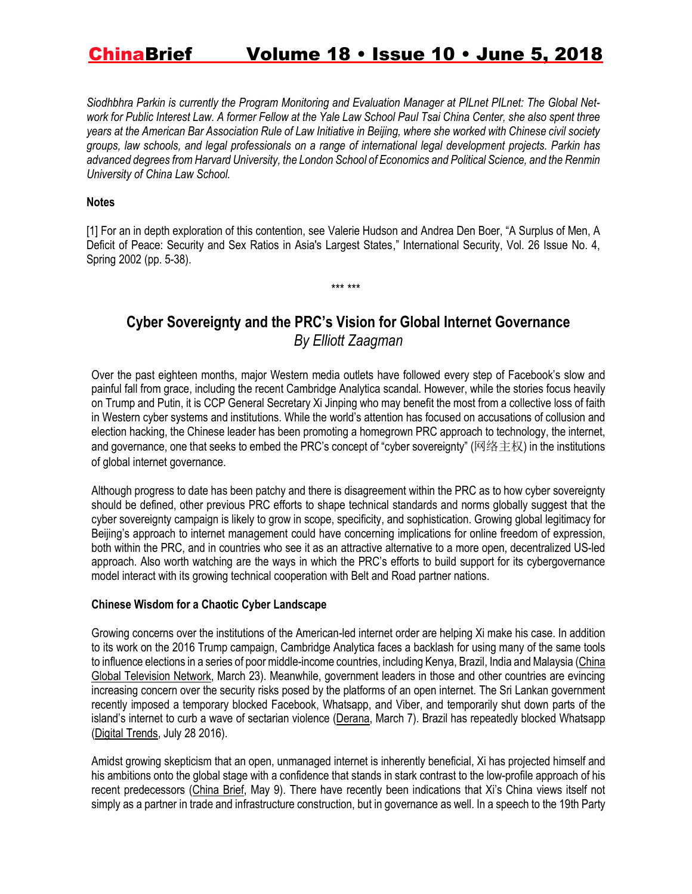*Siodhbhra Parkin is currently the Program Monitoring and Evaluation Manager at PILnet PILnet: The Global Network for Public Interest Law. A former Fellow at the Yale Law School Paul Tsai China Center, she also spent three years at the American Bar Association Rule of Law Initiative in Beijing, where she worked with Chinese civil society groups, law schools, and legal professionals on a range of international legal development projects. Parkin has advanced degrees from Harvard University, the London School of Economics and Political Science, and the Renmin University of China Law School.*

**Notes**

[1] For an in depth exploration of this contention, see Valerie Hudson and Andrea Den Boer, "A Surplus of Men, A Deficit of Peace: Security and Sex Ratios in Asia's Largest States," International Security, Vol. 26 Issue No. 4, Spring 2002 (pp. 5-38).

*** ***

## Cyber Sovereignty and the PRC's Vision for Global Internet Governance

*By Elliott Zaagman*

Over the past eighteen months, major Western media outlets have followed every step of Facebook's slow and painful fall from grace, including the recent Cambridge Analytica scandal. However, while the stories focus heavily on Trump and Putin, it is CCP General Secretary Xi Jinping who may benefit the most from a collective loss of faith in Western cyber systems and institutions. While the world's attention has focused on accusations of collusion and election hacking, the Chinese leader has been promoting a homegrown PRC approach to technology, the internet, and governance, one that seeks to embed the PRC's concept of "cyber sovereignty" (网络主权) in the institutions of global internet governance.

Although progress to date has been patchy and there is disagreement within the PRC as to how cyber sovereignty should be defined, other previous PRC efforts to shape technical standards and norms globally suggest that the cyber sovereignty campaign is likely to grow in scope, specificity, and sophistication. Growing global legitimacy for Beijing's approach to internet management could have concerning implications for online freedom of expression, both within the PRC, and in countries who see it as an attractive alternative to a more open, decentralized US-led approach. Also worth watching are the ways in which the PRC's efforts to build support for its cybergovernance model interact with its growing technical cooperation with Belt and Road partner nations.

**Chinese Wisdom for a Chaotic Cyber Landscape**

Growing concerns over the institutions of the American-led internet order are helping Xi make his case. In addition to its work on the 2016 Trump campaign, Cambridge Analytica faces a backlash for using many of the same tools to influence elections in a series of poor middle-income countries, including Kenya, Brazil, India and Malaysia (China Global Television Network, March 23). Meanwhile, government leaders in those and other countries are evincing increasing concern over the security risks posed by the platforms of an open internet. The Sri Lankan government recently imposed a temporary blocked Facebook, Whatsapp, and Viber, and temporarily shut down parts of the island's internet to curb a wave of sectarian violence (Derana, March 7). Brazil has repeatedly blocked Whatsapp (Digital Trends, July 28 2016).

Amidst growing skepticism that an open, unmanaged internet is inherently beneficial, Xi has projected himself and his ambitions onto the global stage with a confidence that stands in stark contrast to the low-profile approach of his recent predecessors (China Brief, May 9). There have recently been indications that Xi's China views itself not simply as a partner in trade and infrastructure construction, but in governance as well. In a speech to the 19th Party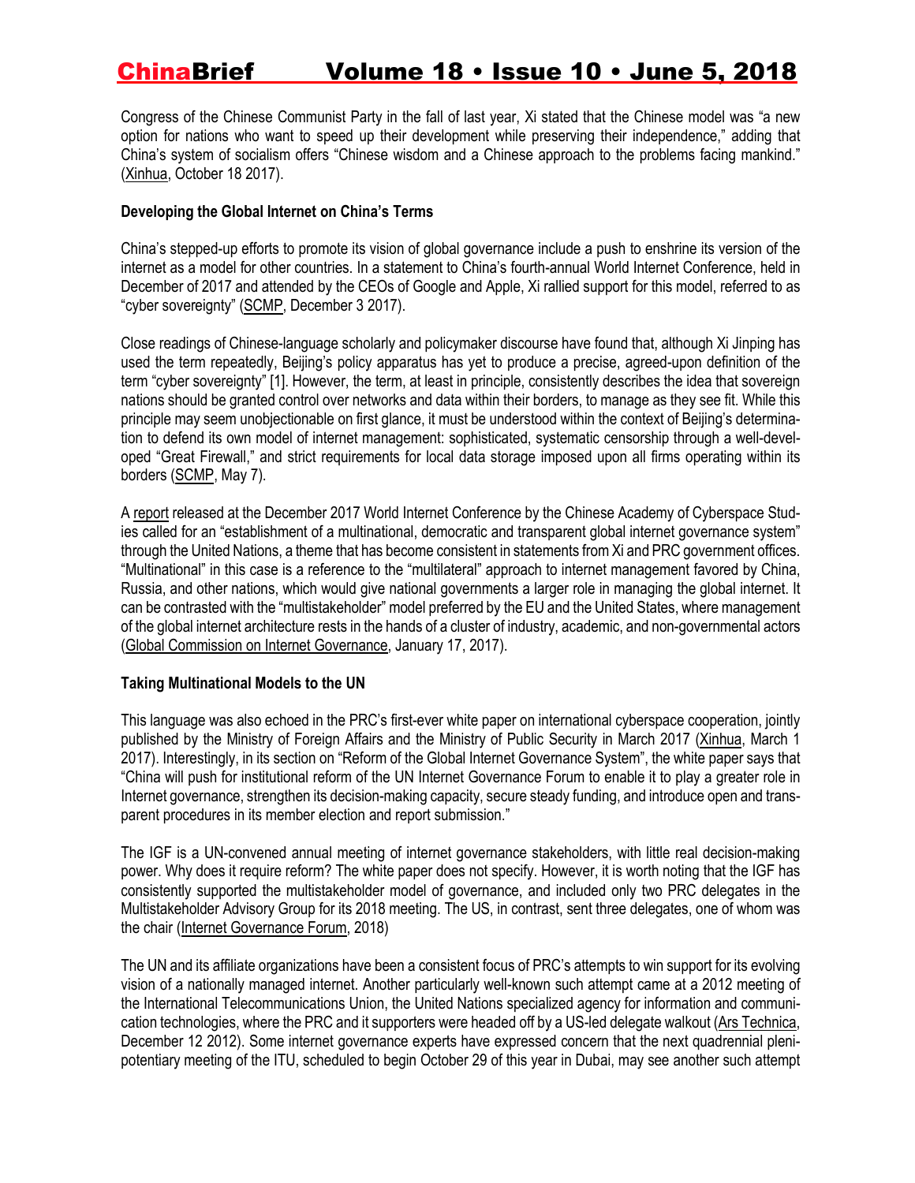Congress of the Chinese Communist Party in the fall of last year, Xi stated that the Chinese model was "a new option for nations who want to speed up their development while preserving their independence," adding that China's system of socialism offers "Chinese wisdom and a Chinese approach to the problems facing mankind." (Xinhua, October 18 2017).

**Developing the Global Internet on China's Terms**

China's stepped-up efforts to promote its vision of global governance include a push to enshrine its version of the internet as a model for other countries. In a statement to China's fourth-annual World Internet Conference, held in December of 2017 and attended by the CEOs of Google and Apple, Xi rallied support for this model, referred to as "cyber sovereignty" (SCMP, December 3 2017).

Close readings of Chinese-language scholarly and policymaker discourse have found that, although Xi Jinping has used the term repeatedly, Beijing's policy apparatus has yet to produce a precise, agreed-upon definition of the term "cyber sovereignty" [1]. However, the term, at least in principle, consistently describes the idea that sovereign nations should be granted control over networks and data within their borders, to manage as they see fit. While this principle may seem unobjectionable on first glance, it must be understood within the context of Beijing's determination to defend its own model of internet management: sophisticated, systematic censorship through a well-developed "Great Firewall," and strict requirements for local data storage imposed upon all firms operating within its borders (SCMP, May 7).

A report released at the December 2017 World Internet Conference by the Chinese Academy of Cyberspace Studies called for an "establishment of a multinational, democratic and transparent global internet governance system" through the United Nations, a theme that has become consistent in statements from Xi and PRC government offices. "Multinational" in this case is a reference to the "multilateral" approach to internet management favored by China, Russia, and other nations, which would give national governments a larger role in managing the global internet. It can be contrasted with the "multistakeholder" model preferred by the EU and the United States, where management of the global internet architecture rests in the hands of a cluster of industry, academic, and non-governmental actors (Global Commission on Internet Governance, January 17, 2017).

**Taking Multinational Models to the UN**

This language was also echoed in the PRC's first-ever white paper on international cyberspace cooperation, jointly published by the Ministry of Foreign Affairs and the Ministry of Public Security in March 2017 (Xinhua, March 1 2017). Interestingly, in its section on "Reform of the Global Internet Governance System", the white paper says that "China will push for institutional reform of the UN Internet Governance Forum to enable it to play a greater role in Internet governance, strengthen its decision-making capacity, secure steady funding, and introduce open and transparent procedures in its member election and report submission."

The IGF is a UN-convened annual meeting of internet governance stakeholders, with little real decision-making power. Why does it require reform? The white paper does not specify. However, it is worth noting that the IGF has consistently supported the multistakeholder model of governance, and included only two PRC delegates in the Multistakeholder Advisory Group for its 2018 meeting. The US, in contrast, sent three delegates, one of whom was the chair (Internet Governance Forum, 2018)

The UN and its affiliate organizations have been a consistent focus of PRC's attempts to win support for its evolving vision of a nationally managed internet. Another particularly well-known such attempt came at a 2012 meeting of the International Telecommunications Union, the United Nations specialized agency for information and communication technologies, where the PRC and it supporters were headed off by a US-led delegate walkout (Ars Technica, December 12 2012). Some internet governance experts have expressed concern that the next quadrennial plenipotentiary meeting of the ITU, scheduled to begin October 29 of this year in Dubai, may see another such attempt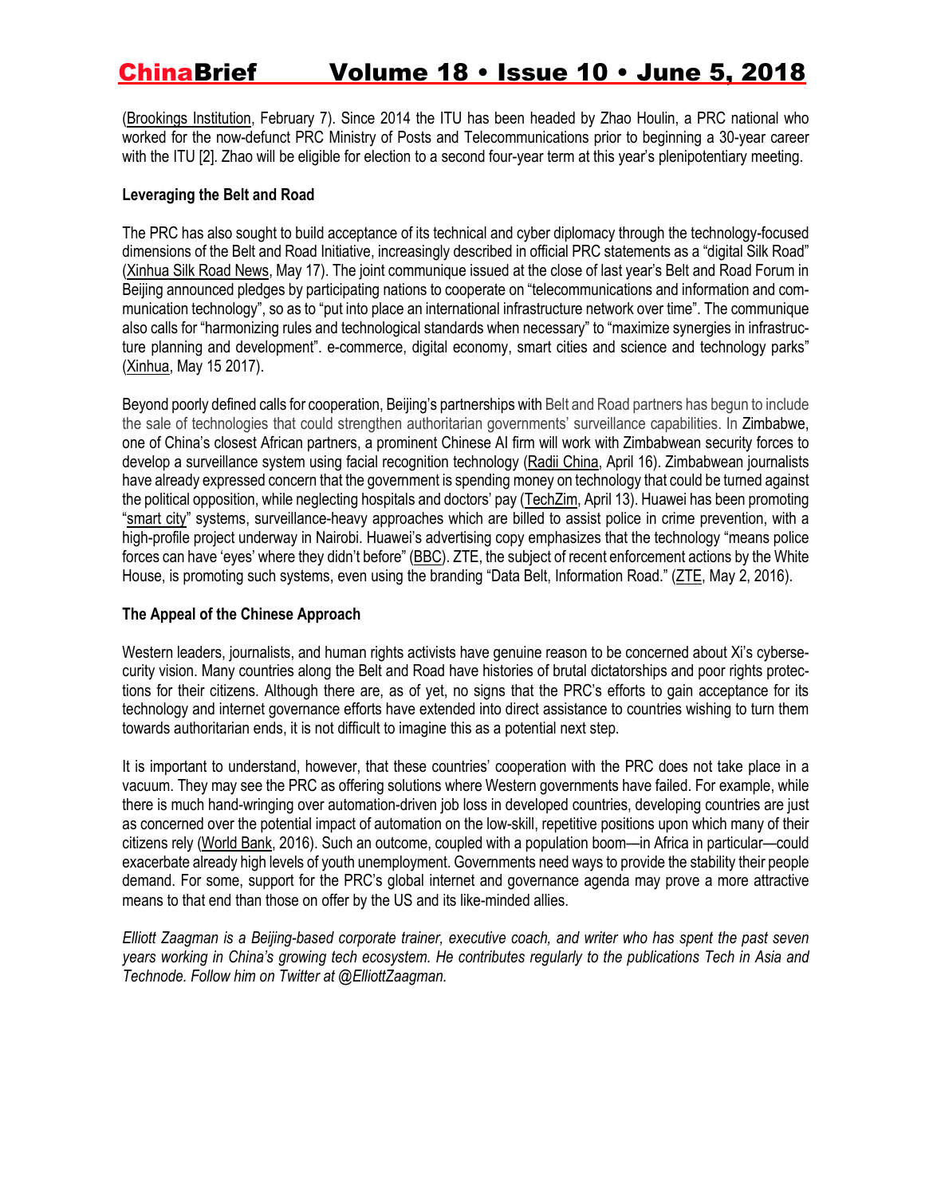(Brookings Institution, February 7). Since 2014 the ITU has been headed by Zhao Houlin, a PRC national who worked for the now-defunct PRC Ministry of Posts and Telecommunications prior to beginning a 30-year career with the ITU [2]. Zhao will be eligible for election to a second four-year term at this year's plenipotentiary meeting.

**Leveraging the Belt and Road**

The PRC has also sought to build acceptance of its technical and cyber diplomacy through the technology-focused dimensions of the Belt and Road Initiative, increasingly described in official PRC statements as a "digital Silk Road" (Xinhua Silk Road News, May 17). The joint communique issued at the close of last year's Belt and Road Forum in Beijing announced pledges by participating nations to cooperate on "telecommunications and information and communication technology", so as to "put into place an international infrastructure network over time". The communique also calls for "harmonizing rules and technological standards when necessary" to "maximize synergies in infrastructure planning and development". e-commerce, digital economy, smart cities and science and technology parks" (Xinhua, May 15 2017).

Beyond poorly defined calls for cooperation, Beijing's partnerships with Belt and Road partners has begun to include the sale of technologies that could strengthen authoritarian governments' surveillance capabilities. In Zimbabwe, one of China's closest African partners, a prominent Chinese AI firm will work with Zimbabwean security forces to develop a surveillance system using facial recognition technology (Radii China, April 16). Zimbabwean journalists have already expressed concern that the government is spending money on technology that could be turned against the political opposition, while neglecting hospitals and doctors' pay (TechZim, April 13). Huawei has been promoting "smart city" systems, surveillance-heavy approaches which are billed to assist police in crime prevention, with a high-profile project underway in Nairobi. Huawei's advertising copy emphasizes that the technology "means police forces can have 'eyes' where they didn't before" (BBC). ZTE, the subject of recent enforcement actions by the White House, is promoting such systems, even using the branding "Data Belt, Information Road." (ZTE, May 2, 2016).

**The Appeal of the Chinese Approach**

Western leaders, journalists, and human rights activists have genuine reason to be concerned about Xi's cybersecurity vision. Many countries along the Belt and Road have histories of brutal dictatorships and poor rights protections for their citizens. Although there are, as of yet, no signs that the PRC's efforts to gain acceptance for its technology and internet governance efforts have extended into direct assistance to countries wishing to turn them towards authoritarian ends, it is not difficult to imagine this as a potential next step.

It is important to understand, however, that these countries' cooperation with the PRC does not take place in a vacuum. They may see the PRC as offering solutions where Western governments have failed. For example, while there is much hand-wringing over automation-driven job loss in developed countries, developing countries are just as concerned over the potential impact of automation on the low-skill, repetitive positions upon which many of their citizens rely (World Bank, 2016). Such an outcome, coupled with a population boom—in Africa in particular—could exacerbate already high levels of youth unemployment. Governments need ways to provide the stability their people demand. For some, support for the PRC's global internet and governance agenda may prove a more attractive means to that end than those on offer by the US and its like-minded allies.

*Elliott Zaagman is a Beijing-based corporate trainer, executive coach, and writer who has spent the past seven years working in China's growing tech ecosystem. He contributes regularly to the publications Tech in Asia and Technode. Follow him on Twitter at @ElliottZaagman.*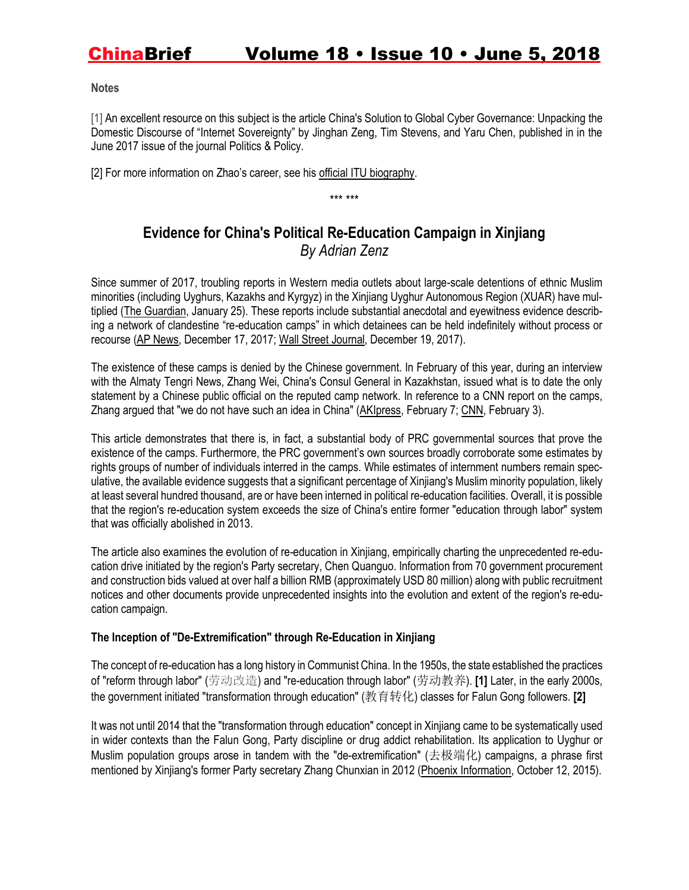**Notes**

[1] An excellent resource on this subject is the article China's Solution to Global Cyber Governance: Unpacking the Domestic Discourse of "Internet Sovereignty" by Jinghan Zeng, Tim Stevens, and Yaru Chen, published in in the June 2017 issue of the journal Politics & Policy.

[2] For more information on Zhao's career, see his official ITU biography.

*** ***

## Evidence for China's Political Re-Education Campaign in Xinjiang

*By Adrian Zenz*

Since summer of 2017, troubling reports in Western media outlets about large-scale detentions of ethnic Muslim minorities (including Uyghurs, Kazakhs and Kyrgyz) in the Xinjiang Uyghur Autonomous Region (XUAR) have multiplied (The Guardian, January 25). These reports include substantial anecdotal and eyewitness evidence describing a network of clandestine "re-education camps" in which detainees can be held indefinitely without process or recourse (AP News, December 17, 2017; Wall Street Journal, December 19, 2017).

The existence of these camps is denied by the Chinese government. In February of this year, during an interview with the Almaty Tengri News, Zhang Wei, China's Consul General in Kazakhstan, issued what is to date the only statement by a Chinese public official on the reputed camp network. In reference to a CNN report on the camps, Zhang argued that "we do not have such an idea in China" (AKIpress, February 7; CNN, February 3).

This article demonstrates that there is, in fact, a substantial body of PRC governmental sources that prove the existence of the camps. Furthermore, the PRC government's own sources broadly corroborate some estimates by rights groups of number of individuals interred in the camps. While estimates of internment numbers remain speculative, the available evidence suggests that a significant percentage of Xinjiang's Muslim minority population, likely at least several hundred thousand, are or have been interned in political re-education facilities. Overall, it is possible that the region's re-education system exceeds the size of China's entire former "education through labor" system that was officially abolished in 2013.

The article also examines the evolution of re-education in Xinjiang, empirically charting the unprecedented re-education drive initiated by the region's Party secretary, Chen Quanguo. Information from 70 government procurement and construction bids valued at over half a billion RMB (approximately USD 80 million) along with public recruitment notices and other documents provide unprecedented insights into the evolution and extent of the region's re-education campaign.

### The Inception of "De-Extremification" through Re-Education in Xinjiang

The concept of re-education has a long history in Communist China. In the 1950s, the state established the practices of "reform through labor" (劳动改造) and "re-education through labor" (劳动教养). **[1]** Later, in the early 2000s, the government initiated "transformation through education" (教育转化) classes for Falun Gong followers. **[2]**

It was not until 2014 that the "transformation through education" concept in Xinjiang came to be systematically used in wider contexts than the Falun Gong, Party discipline or drug addict rehabilitation. Its application to Uyghur or Muslim population groups arose in tandem with the "de-extremification" (去极端化) campaigns, a phrase first mentioned by Xinjiang's former Party secretary Zhang Chunxian in 2012 (Phoenix Information, October 12, 2015).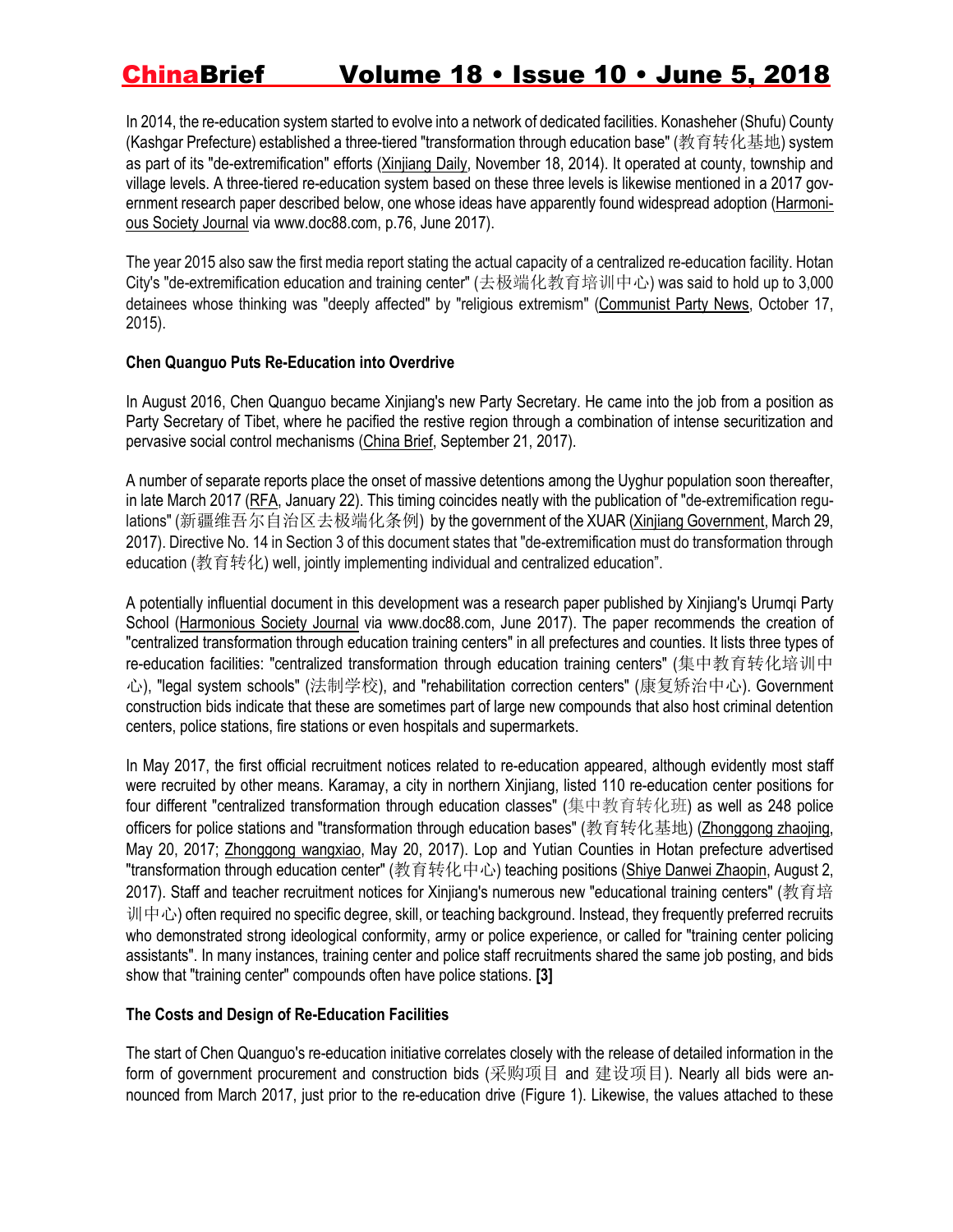In 2014, the re-education system started to evolve into a network of dedicated facilities. Konasheher (Shufu) County (Kashgar Prefecture) established a three-tiered "transformation through education base" (教育转化基地) system as part of its "de-extremification" efforts (Xinjiang Daily, November 18, 2014). It operated at county, township and village levels. A three-tiered re-education system based on these three levels is likewise mentioned in a 2017 government research paper described below, one whose ideas have apparently found widespread adoption (Harmonious Society Journal via www.doc88.com, p.76, June 2017).

The year 2015 also saw the first media report stating the actual capacity of a centralized re-education facility. Hotan City's "de-extremification education and training center" (去极端化教育培训中心) was said to hold up to 3,000 detainees whose thinking was "deeply affected" by "religious extremism" (Communist Party News, October 17, 2015).

### Chen Quanguo Puts Re-Education into Overdrive

In August 2016, Chen Quanguo became Xinjiang's new Party Secretary. He came into the job from a position as Party Secretary of Tibet, where he pacified the restive region through a combination of intense securitization and pervasive social control mechanisms (China Brief, September 21, 2017).

A number of separate reports place the onset of massive detentions among the Uyghur population soon thereafter, in late March 2017 (RFA, January 22). This timing coincides neatly with the publication of "de-extremification regulations" (新疆维吾尔自治区去极端化条例) by the government of the XUAR (Xinjiang Government, March 29, 2017). Directive No. 14 in Section 3 of this document states that "de-extremification must do transformation through education (教育转化) well, jointly implementing individual and centralized education".

A potentially influential document in this development was a research paper published by Xinjiang's Urumqi Party School (Harmonious Society Journal via www.doc88.com, June 2017). The paper recommends the creation of "centralized transformation through education training centers" in all prefectures and counties. It lists three types of re-education facilities: "centralized transformation through education training centers" (集中教育转化培训中心), "legal system schools" (法制学校), and "rehabilitation correction centers" (康复矫治中心). Government construction bids indicate that these are sometimes part of large new compounds that also host criminal detention centers, police stations, fire stations or even hospitals and supermarkets.

In May 2017, the first official recruitment notices related to re-education appeared, although evidently most staff were recruited by other means. Karamay, a city in northern Xinjiang, listed 110 re-education center positions for four different "centralized transformation through education classes" (集中教育转化班) as well as 248 police officers for police stations and "transformation through education bases" (教育转化基地) (Zhonggong zhaojing, May 20, 2017; Zhonggong wangxiao, May 20, 2017). Lop and Yutian Counties in Hotan prefecture advertised "transformation through education center" (教育转化中心) teaching positions (Shiye Danwei Zhaopin, August 2, 2017). Staff and teacher recruitment notices for Xinjiang's numerous new "educational training centers" (教育培训中心) often required no specific degree, skill, or teaching background. Instead, they frequently preferred recruits who demonstrated strong ideological conformity, army or police experience, or called for "training center policing assistants". In many instances, training center and police staff recruitments shared the same job posting, and bids show that "training center" compounds often have police stations. **[3]**

### The Costs and Design of Re-Education Facilities

The start of Chen Quanguo's re-education initiative correlates closely with the release of detailed information in the form of government procurement and construction bids (采购项目 and 建设项目). Nearly all bids were announced from March 2017, just prior to the re-education drive (Figure 1). Likewise, the values attached to these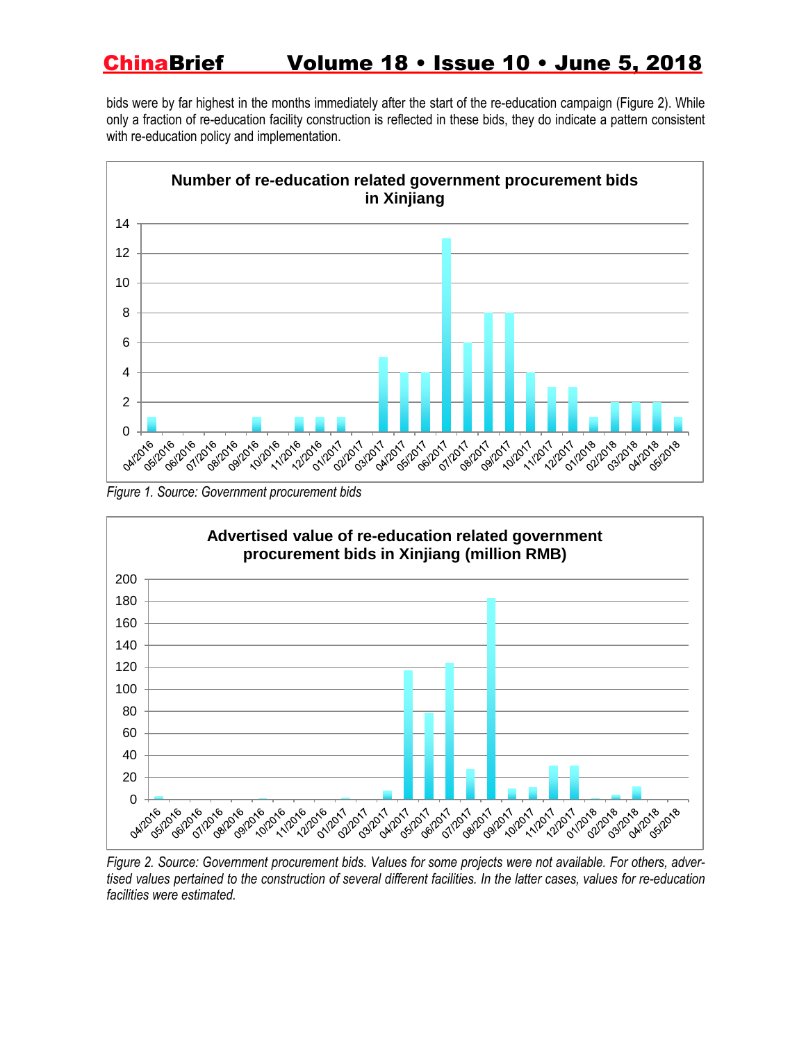bids were by far highest in the months immediately after the start of the re-education campaign (Figure 2). While only a fraction of re-education facility construction is reflected in these bids, they do indicate a pattern consistent with re-education policy and implementation.

*Figure 1. Source: Government procurement bids*

*Figure 2. Source: Government procurement bids. Values for some projects were not available. For others, advertised values pertained to the construction of several different facilities. In the latter cases, values for re-education facilities were estimated.*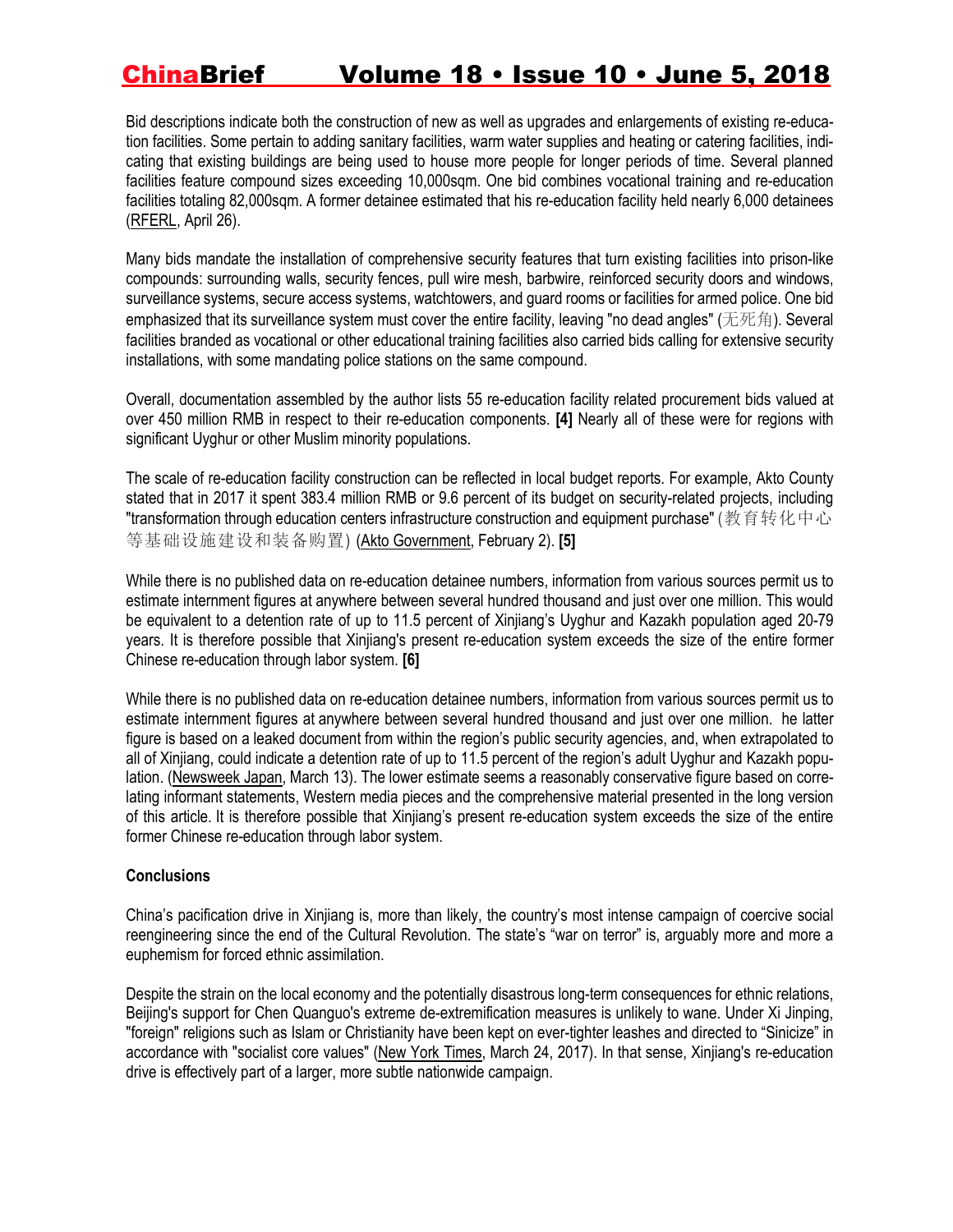Bid descriptions indicate both the construction of new as well as upgrades and enlargements of existing re-education facilities. Some pertain to adding sanitary facilities, warm water supplies and heating or catering facilities, indicating that existing buildings are being used to house more people for longer periods of time. Several planned facilities feature compound sizes exceeding 10,000sqm. One bid combines vocational training and re-education facilities totaling 82,000sqm. A former detainee estimated that his re-education facility held nearly 6,000 detainees (RFERL, April 26).

Many bids mandate the installation of comprehensive security features that turn existing facilities into prison-like compounds: surrounding walls, security fences, pull wire mesh, barbwire, reinforced security doors and windows, surveillance systems, secure access systems, watchtowers, and guard rooms or facilities for armed police. One bid emphasized that its surveillance system must cover the entire facility, leaving "no dead angles" (无死角). Several facilities branded as vocational or other educational training facilities also carried bids calling for extensive security installations, with some mandating police stations on the same compound.

Overall, documentation assembled by the author lists 55 re-education facility related procurement bids valued at over 450 million RMB in respect to their re-education components. **[4]** Nearly all of these were for regions with significant Uyghur or other Muslim minority populations.

The scale of re-education facility construction can be reflected in local budget reports. For example, Akto County stated that in 2017 it spent 383.4 million RMB or 9.6 percent of its budget on security-related projects, including "transformation through education centers infrastructure construction and equipment purchase" (教育转化中心等基础设施建设和装备购置) (Akto Government, February 2). **[5]**

While there is no published data on re-education detainee numbers, information from various sources permit us to estimate internment figures at anywhere between several hundred thousand and just over one million. This would be equivalent to a detention rate of up to 11.5 percent of Xinjiang's Uyghur and Kazakh population aged 20-79 years. It is therefore possible that Xinjiang's present re-education system exceeds the size of the entire former Chinese re-education through labor system. **[6]**

While there is no published data on re-education detainee numbers, information from various sources permit us to estimate internment figures at anywhere between several hundred thousand and just over one million. he latter figure is based on a leaked document from within the region's public security agencies, and, when extrapolated to all of Xinjiang, could indicate a detention rate of up to 11.5 percent of the region's adult Uyghur and Kazakh population. (Newsweek Japan, March 13). The lower estimate seems a reasonably conservative figure based on correlating informant statements, Western media pieces and the comprehensive material presented in the long version of this article. It is therefore possible that Xinjiang's present re-education system exceeds the size of the entire former Chinese re-education through labor system.

**Conclusions**

China's pacification drive in Xinjiang is, more than likely, the country's most intense campaign of coercive social reengineering since the end of the Cultural Revolution. The state's "war on terror" is, arguably more and more a euphemism for forced ethnic assimilation.

Despite the strain on the local economy and the potentially disastrous long-term consequences for ethnic relations, Beijing's support for Chen Quanguo's extreme de-extremification measures is unlikely to wane. Under Xi Jinping, "foreign" religions such as Islam or Christianity have been kept on ever-tighter leashes and directed to "Sinicize" in accordance with "socialist core values" (New York Times, March 24, 2017). In that sense, Xinjiang's re-education drive is effectively part of a larger, more subtle nationwide campaign.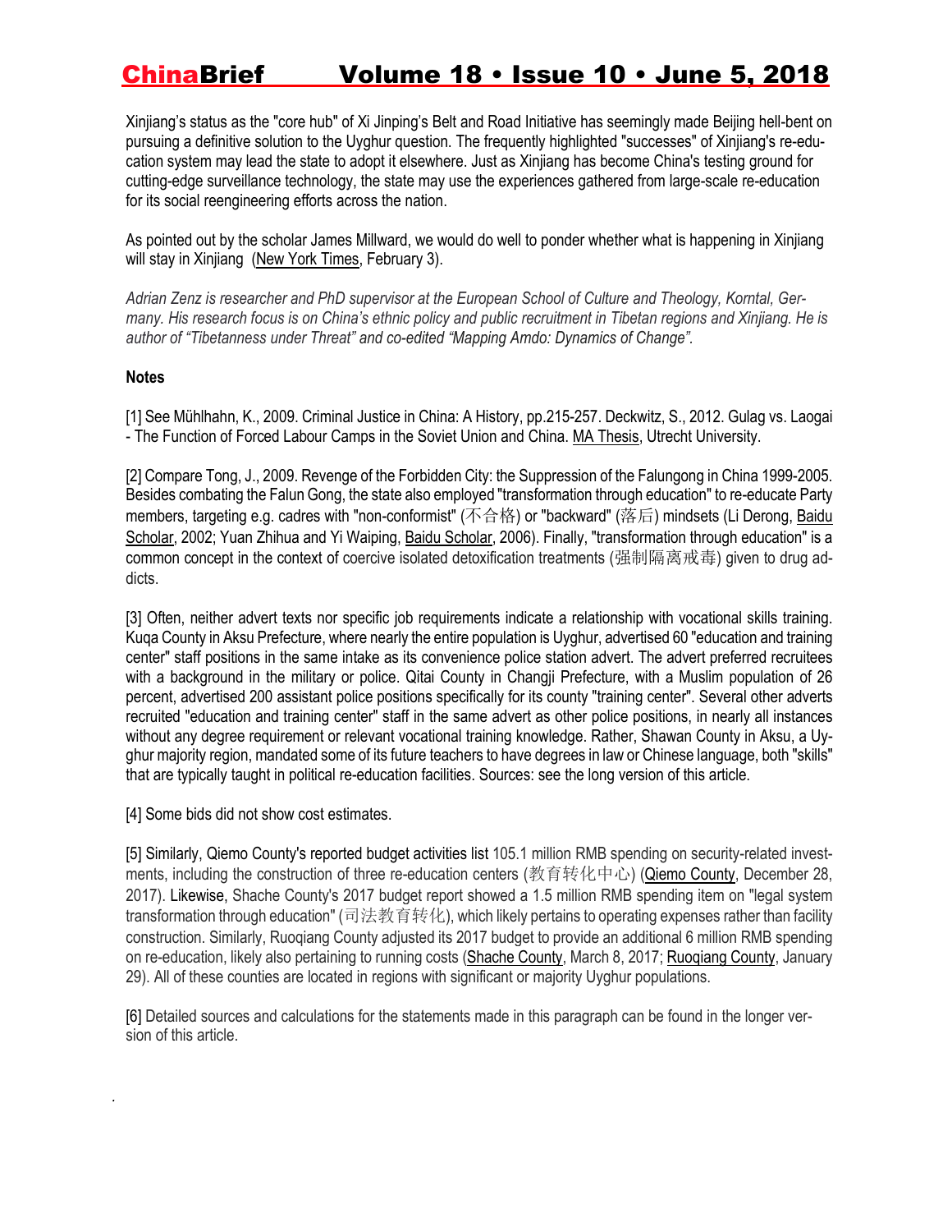Xinjiang's status as the "core hub" of Xi Jinping's Belt and Road Initiative has seemingly made Beijing hell-bent on pursuing a definitive solution to the Uyghur question. The frequently highlighted "successes" of Xinjiang's re-education system may lead the state to adopt it elsewhere. Just as Xinjiang has become China's testing ground for cutting-edge surveillance technology, the state may use the experiences gathered from large-scale re-education for its social reengineering efforts across the nation.

As pointed out by the scholar James Millward, we would do well to ponder whether what is happening in Xinjiang will stay in Xinjiang (New York Times, February 3).

*Adrian Zenz is researcher and PhD supervisor at the European School of Culture and Theology, Korntal, Germany. His research focus is on China's ethnic policy and public recruitment in Tibetan regions and Xinjiang. He is author of "Tibetanness under Threat" and co-edited "Mapping Amdo: Dynamics of Change".*

**Notes**

[1] See Mühlhahn, K., 2009. Criminal Justice in China: A History, pp.215-257. Deckwitz, S., 2012. Gulag vs. Laogai - The Function of Forced Labour Camps in the Soviet Union and China. MA Thesis, Utrecht University.

[2] Compare Tong, J., 2009. Revenge of the Forbidden City: the Suppression of the Falungong in China 1999-2005. Besides combating the Falun Gong, the state also employed "transformation through education" to re-educate Party members, targeting e.g. cadres with "non-conformist" (不合格) or "backward" (落后) mindsets (Li Derong, Baidu Scholar, 2002; Yuan Zhihua and Yi Waiping, Baidu Scholar, 2006). Finally, "transformation through education" is a common concept in the context of coercive isolated detoxification treatments (强制隔离戒毒) given to drug addicts.

[3] Often, neither advert texts nor specific job requirements indicate a relationship with vocational skills training. Kuqa County in Aksu Prefecture, where nearly the entire population is Uyghur, advertised 60 "education and training center" staff positions in the same intake as its convenience police station advert. The advert preferred recruitees with a background in the military or police. Qitai County in Changji Prefecture, with a Muslim population of 26 percent, advertised 200 assistant police positions specifically for its county "training center". Several other adverts recruited "education and training center" staff in the same advert as other police positions, in nearly all instances without any degree requirement or relevant vocational training knowledge. Rather, Shawan County in Aksu, a Uyghur majority region, mandated some of its future teachers to have degrees in law or Chinese language, both "skills" that are typically taught in political re-education facilities. Sources: see the long version of this article.

[4] Some bids did not show cost estimates.

[5] Similarly, Qiemo County's reported budget activities list 105.1 million RMB spending on security-related investments, including the construction of three re-education centers (教育转化中心) (Qiemo County, December 28, 2017). Likewise, Shache County's 2017 budget report showed a 1.5 million RMB spending item on "legal system transformation through education" (司法教育转化), which likely pertains to operating expenses rather than facility construction. Similarly, Ruoqiang County adjusted its 2017 budget to provide an additional 6 million RMB spending on re-education, likely also pertaining to running costs (Shache County, March 8, 2017; Ruoqiang County, January 29). All of these counties are located in regions with significant or majority Uyghur populations.

[6] Detailed sources and calculations for the statements made in this paragraph can be found in the longer version of this article.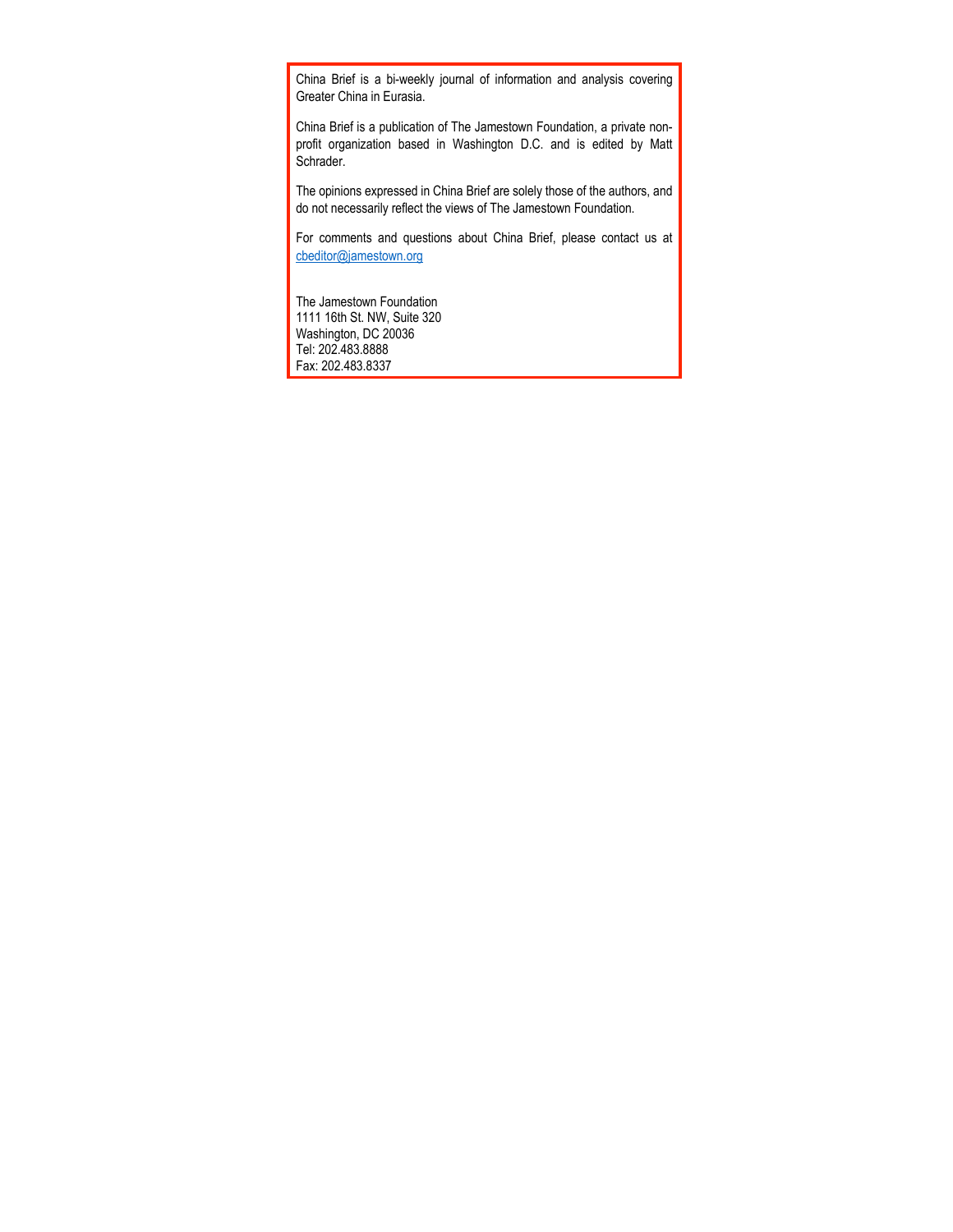China Brief is a bi-weekly journal of information and analysis covering Greater China in Eurasia.

China Brief is a publication of The Jamestown Foundation, a private non-profit organization based in Washington D.C. and is edited by Matt Schrader.

The opinions expressed in China Brief are solely those of the authors, and do not necessarily reflect the views of The Jamestown Foundation.

For comments and questions about China Brief, please contact us at cbeditor@jamestown.org

The Jamestown Foundation
1111 16th St. NW, Suite 320
Washington, DC 20036
Tel: 202.483.8888
Fax: 202.483.8337